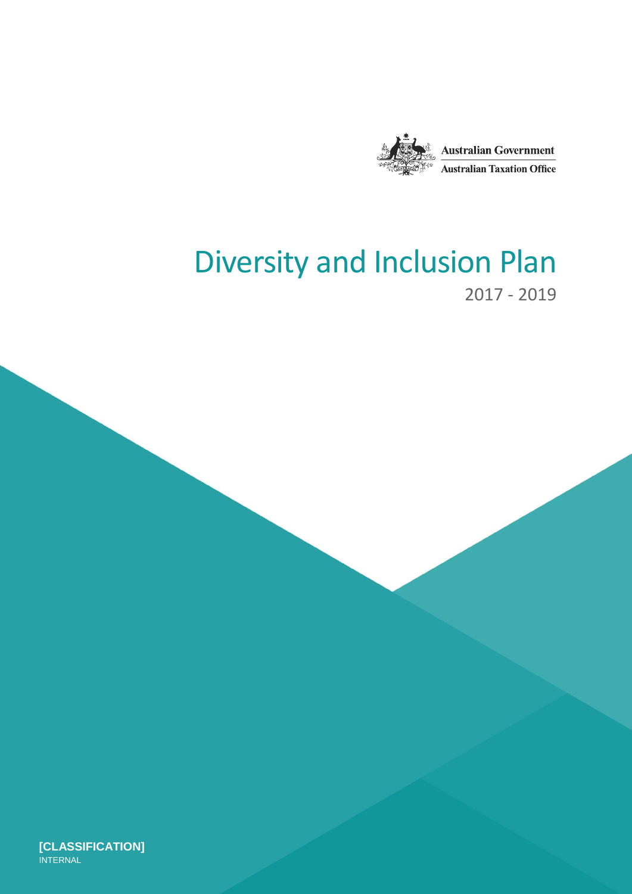Australian Government

Australian Taxation Office

# Diversity and Inclusion Plan

2017 - 2019

**[CLASSIFICATION]**
INTERNAL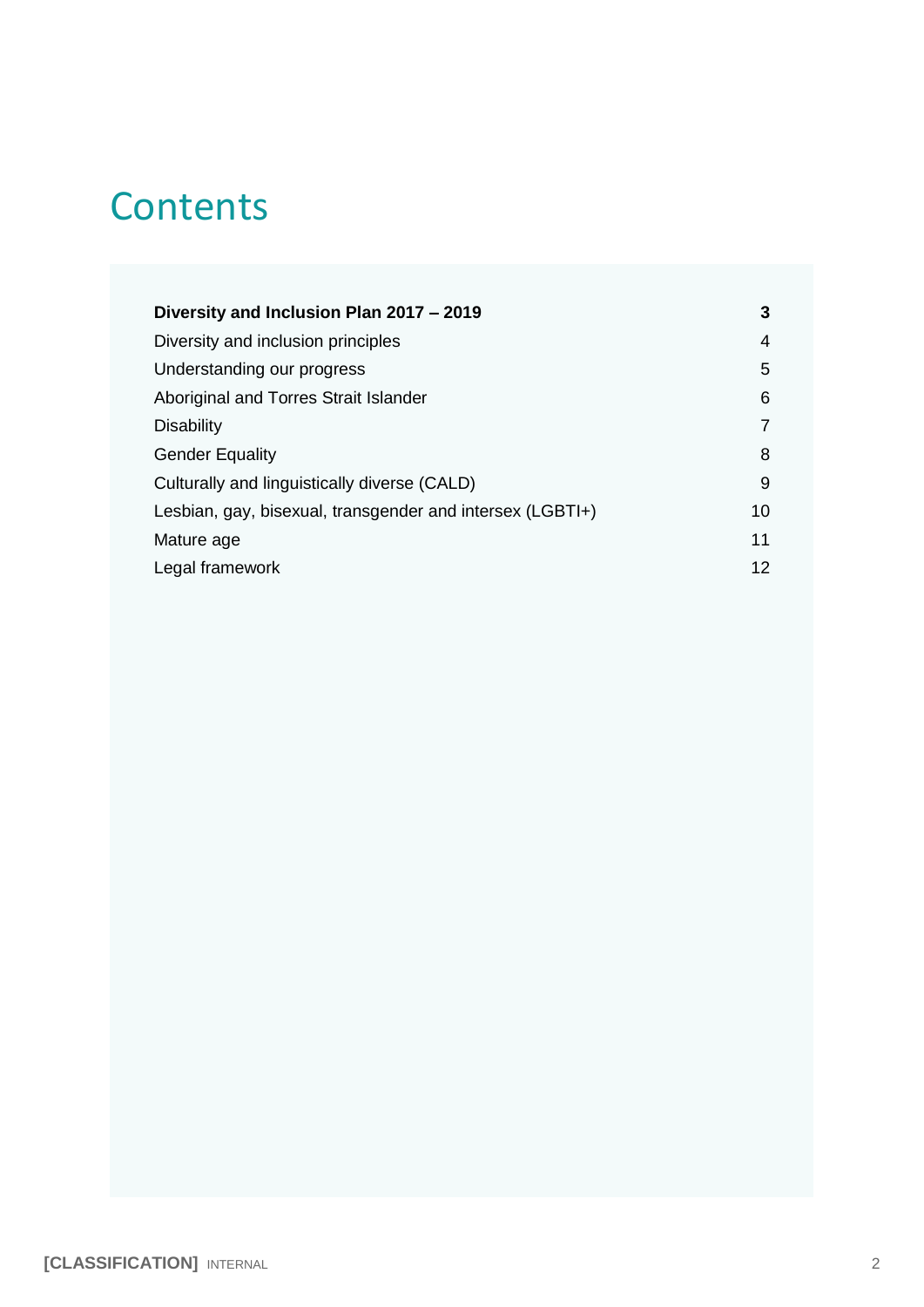# Contents

| | |
|---|---|
| **Diversity and Inclusion Plan 2017 – 2019** | **3** |
| Diversity and inclusion principles | 4 |
| Understanding our progress | 5 |
| Aboriginal and Torres Strait Islander | 6 |
| Disability | 7 |
| Gender Equality | 8 |
| Culturally and linguistically diverse (CALD) | 9 |
| Lesbian, gay, bisexual, transgender and intersex (LGBTI+) | 10 |
| Mature age | 11 |
| Legal framework | 12 |

**[CLASSIFICATION]** INTERNAL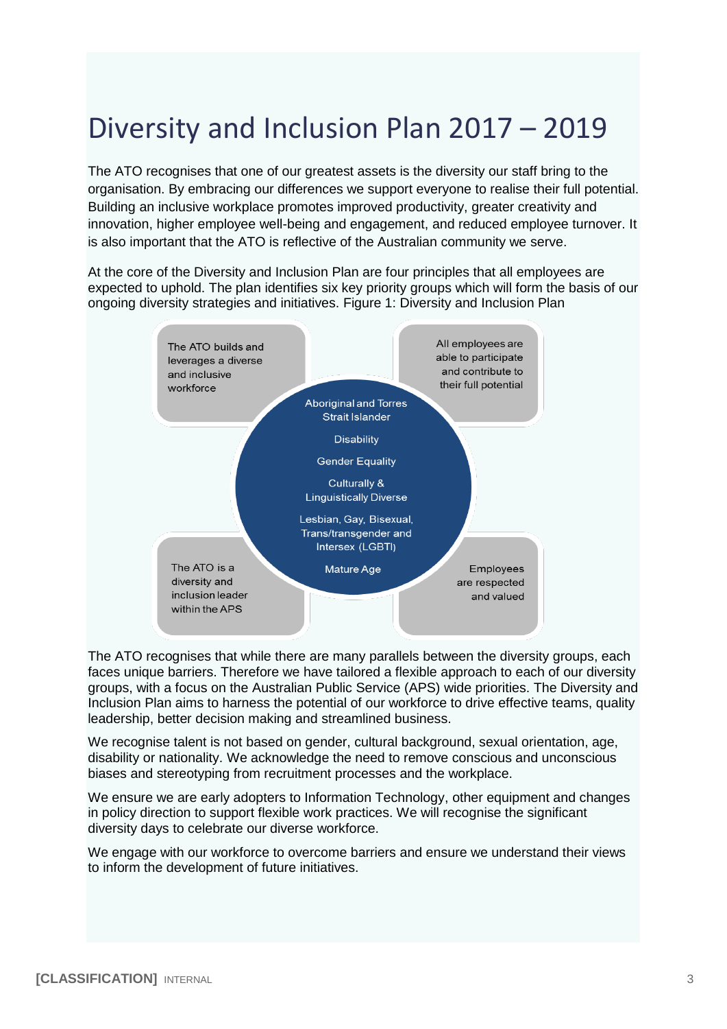# Diversity and Inclusion Plan 2017 – 2019

The ATO recognises that one of our greatest assets is the diversity our staff bring to the organisation. By embracing our differences we support everyone to realise their full potential. Building an inclusive workplace promotes improved productivity, greater creativity and innovation, higher employee well-being and engagement, and reduced employee turnover. It is also important that the ATO is reflective of the Australian community we serve.

At the core of the Diversity and Inclusion Plan are four principles that all employees are expected to uphold. The plan identifies six key priority groups which will form the basis of our ongoing diversity strategies and initiatives. Figure 1: Diversity and Inclusion Plan

The ATO builds and leverages a diverse and inclusive workforce

All employees are able to participate and contribute to their full potential

Aboriginal and Torres Strait Islander

Disability

Gender Equality

Culturally & Linguistically Diverse

Lesbian, Gay, Bisexual, Trans/transgender and Intersex (LGBTI)

Mature Age

The ATO is a diversity and inclusion leader within the APS

Employees are respected and valued

The ATO recognises that while there are many parallels between the diversity groups, each faces unique barriers. Therefore we have tailored a flexible approach to each of our diversity groups, with a focus on the Australian Public Service (APS) wide priorities. The Diversity and Inclusion Plan aims to harness the potential of our workforce to drive effective teams, quality leadership, better decision making and streamlined business.

We recognise talent is not based on gender, cultural background, sexual orientation, age, disability or nationality. We acknowledge the need to remove conscious and unconscious biases and stereotyping from recruitment processes and the workplace.

We ensure we are early adopters to Information Technology, other equipment and changes in policy direction to support flexible work practices. We will recognise the significant diversity days to celebrate our diverse workforce.

We engage with our workforce to overcome barriers and ensure we understand their views to inform the development of future initiatives.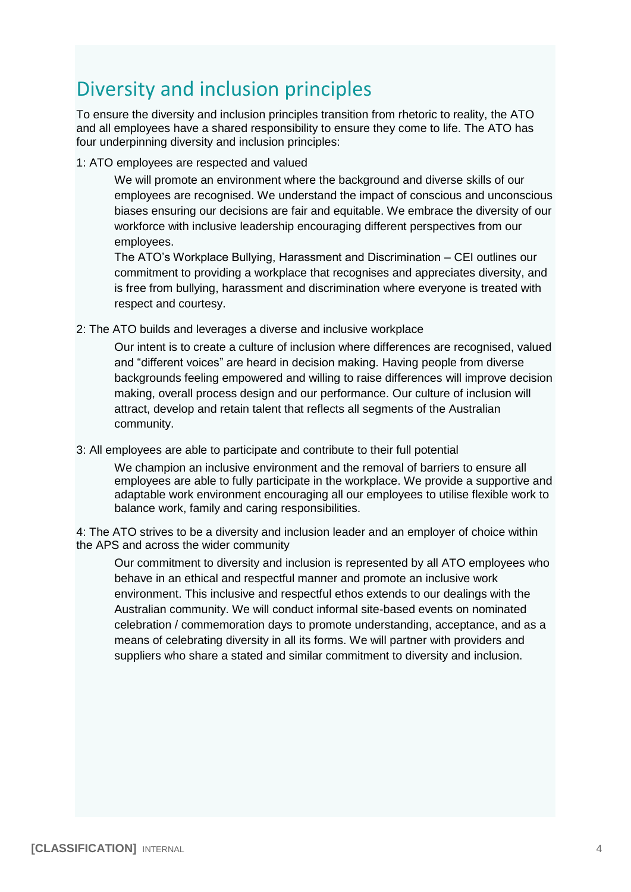# Diversity and inclusion principles

To ensure the diversity and inclusion principles transition from rhetoric to reality, the ATO and all employees have a shared responsibility to ensure they come to life. The ATO has four underpinning diversity and inclusion principles:

1: ATO employees are respected and valued

> We will promote an environment where the background and diverse skills of our employees are recognised. We understand the impact of conscious and unconscious biases ensuring our decisions are fair and equitable. We embrace the diversity of our workforce with inclusive leadership encouraging different perspectives from our employees.
>
> The ATO's Workplace Bullying, Harassment and Discrimination – CEI outlines our commitment to providing a workplace that recognises and appreciates diversity, and is free from bullying, harassment and discrimination where everyone is treated with respect and courtesy.

2: The ATO builds and leverages a diverse and inclusive workplace

> Our intent is to create a culture of inclusion where differences are recognised, valued and "different voices" are heard in decision making. Having people from diverse backgrounds feeling empowered and willing to raise differences will improve decision making, overall process design and our performance. Our culture of inclusion will attract, develop and retain talent that reflects all segments of the Australian community.

3: All employees are able to participate and contribute to their full potential

> We champion an inclusive environment and the removal of barriers to ensure all employees are able to fully participate in the workplace. We provide a supportive and adaptable work environment encouraging all our employees to utilise flexible work to balance work, family and caring responsibilities.

4: The ATO strives to be a diversity and inclusion leader and an employer of choice within the APS and across the wider community

> Our commitment to diversity and inclusion is represented by all ATO employees who behave in an ethical and respectful manner and promote an inclusive work environment. This inclusive and respectful ethos extends to our dealings with the Australian community. We will conduct informal site-based events on nominated celebration / commemoration days to promote understanding, acceptance, and as a means of celebrating diversity in all its forms. We will partner with providers and suppliers who share a stated and similar commitment to diversity and inclusion.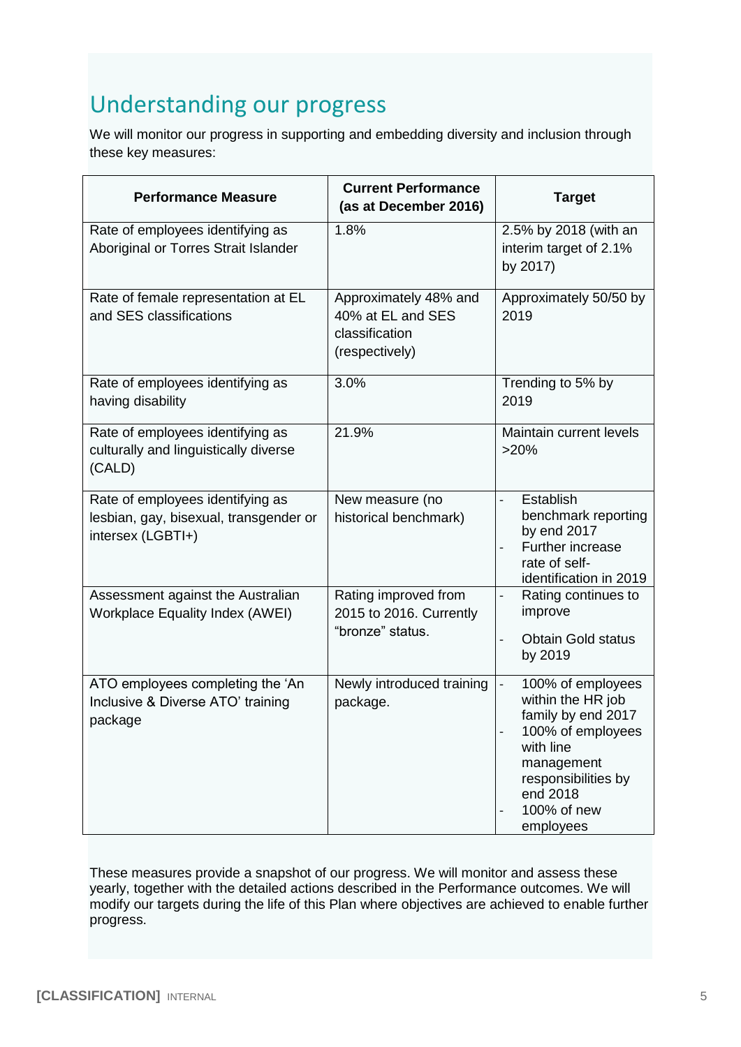## Understanding our progress

We will monitor our progress in supporting and embedding diversity and inclusion through these key measures:

| Performance Measure | Current Performance (as at December 2016) | Target |
|---|---|---|
| Rate of employees identifying as Aboriginal or Torres Strait Islander | 1.8% | 2.5% by 2018 (with an interim target of 2.1% by 2017) |
| Rate of female representation at EL and SES classifications | Approximately 48% and 40% at EL and SES classification (respectively) | Approximately 50/50 by 2019 |
| Rate of employees identifying as having disability | 3.0% | Trending to 5% by 2019 |
| Rate of employees identifying as culturally and linguistically diverse (CALD) | 21.9% | Maintain current levels >20% |
| Rate of employees identifying as lesbian, gay, bisexual, transgender or intersex (LGBTI+) | New measure (no historical benchmark) | - Establish benchmark reporting by end 2017<br>- Further increase rate of self-identification in 2019 |
| Assessment against the Australian Workplace Equality Index (AWEI) | Rating improved from 2015 to 2016. Currently "bronze" status. | - Rating continues to improve<br>- Obtain Gold status by 2019 |
| ATO employees completing the 'An Inclusive & Diverse ATO' training package | Newly introduced training package. | - 100% of employees within the HR job family by end 2017<br>- 100% of employees with line management responsibilities by end 2018<br>- 100% of new employees |

These measures provide a snapshot of our progress. We will monitor and assess these yearly, together with the detailed actions described in the Performance outcomes. We will modify our targets during the life of this Plan where objectives are achieved to enable further progress.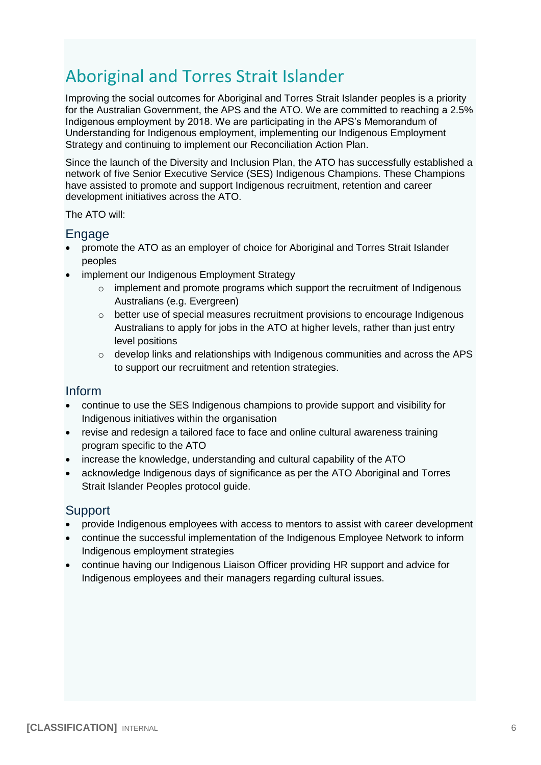# Aboriginal and Torres Strait Islander

Improving the social outcomes for Aboriginal and Torres Strait Islander peoples is a priority for the Australian Government, the APS and the ATO. We are committed to reaching a 2.5% Indigenous employment by 2018. We are participating in the APS's Memorandum of Understanding for Indigenous employment, implementing our Indigenous Employment Strategy and continuing to implement our Reconciliation Action Plan.

Since the launch of the Diversity and Inclusion Plan, the ATO has successfully established a network of five Senior Executive Service (SES) Indigenous Champions. These Champions have assisted to promote and support Indigenous recruitment, retention and career development initiatives across the ATO.

The ATO will:

## Engage

- promote the ATO as an employer of choice for Aboriginal and Torres Strait Islander peoples
- implement our Indigenous Employment Strategy
  - implement and promote programs which support the recruitment of Indigenous Australians (e.g. Evergreen)
  - better use of special measures recruitment provisions to encourage Indigenous Australians to apply for jobs in the ATO at higher levels, rather than just entry level positions
  - develop links and relationships with Indigenous communities and across the APS to support our recruitment and retention strategies.

## Inform

- continue to use the SES Indigenous champions to provide support and visibility for Indigenous initiatives within the organisation
- revise and redesign a tailored face to face and online cultural awareness training program specific to the ATO
- increase the knowledge, understanding and cultural capability of the ATO
- acknowledge Indigenous days of significance as per the ATO Aboriginal and Torres Strait Islander Peoples protocol guide.

## Support

- provide Indigenous employees with access to mentors to assist with career development
- continue the successful implementation of the Indigenous Employee Network to inform Indigenous employment strategies
- continue having our Indigenous Liaison Officer providing HR support and advice for Indigenous employees and their managers regarding cultural issues.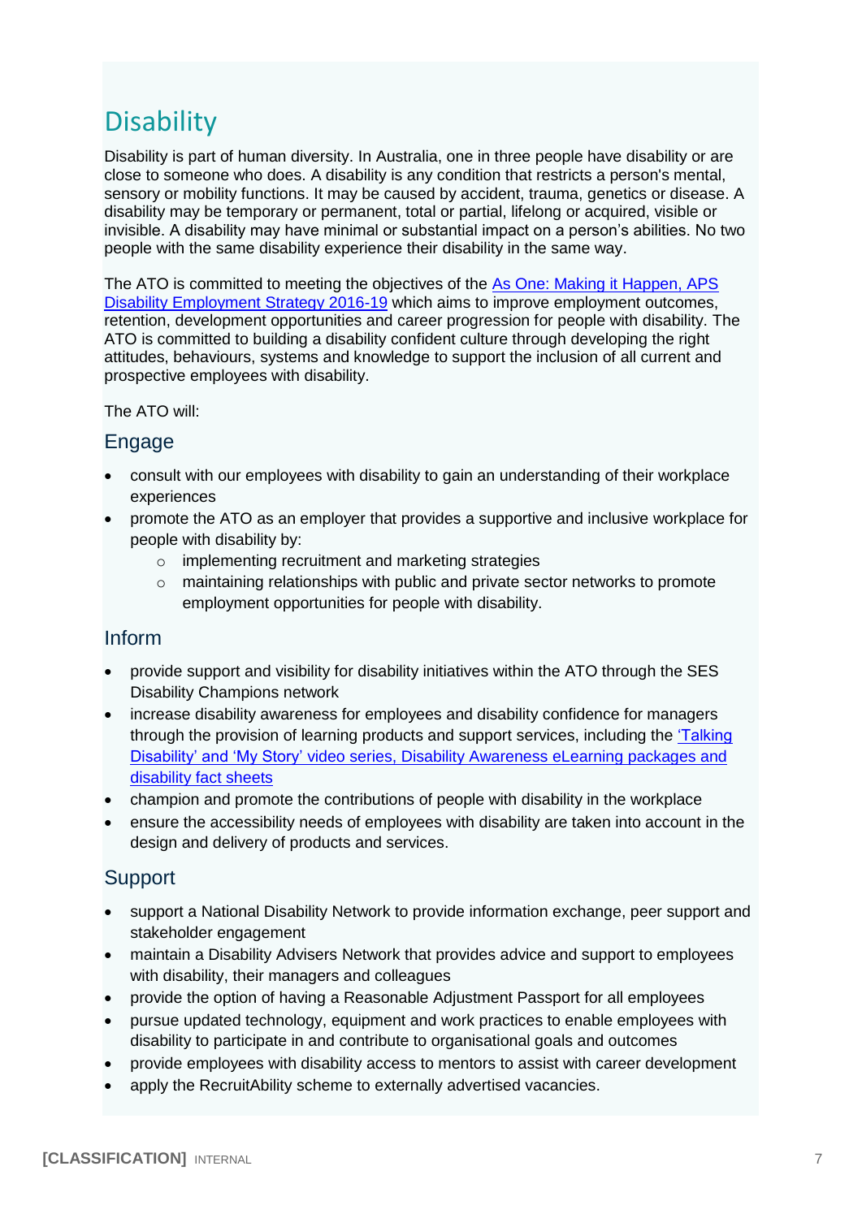# Disability

Disability is part of human diversity. In Australia, one in three people have disability or are close to someone who does. A disability is any condition that restricts a person's mental, sensory or mobility functions. It may be caused by accident, trauma, genetics or disease. A disability may be temporary or permanent, total or partial, lifelong or acquired, visible or invisible. A disability may have minimal or substantial impact on a person's abilities. No two people with the same disability experience their disability in the same way.

The ATO is committed to meeting the objectives of the As One: Making it Happen, APS Disability Employment Strategy 2016-19 which aims to improve employment outcomes, retention, development opportunities and career progression for people with disability. The ATO is committed to building a disability confident culture through developing the right attitudes, behaviours, systems and knowledge to support the inclusion of all current and prospective employees with disability.

The ATO will:

## Engage

- consult with our employees with disability to gain an understanding of their workplace experiences
- promote the ATO as an employer that provides a supportive and inclusive workplace for people with disability by:
  - implementing recruitment and marketing strategies
  - maintaining relationships with public and private sector networks to promote employment opportunities for people with disability.

## Inform

- provide support and visibility for disability initiatives within the ATO through the SES Disability Champions network
- increase disability awareness for employees and disability confidence for managers through the provision of learning products and support services, including the 'Talking Disability' and 'My Story' video series, Disability Awareness eLearning packages and disability fact sheets
- champion and promote the contributions of people with disability in the workplace
- ensure the accessibility needs of employees with disability are taken into account in the design and delivery of products and services.

## Support

- support a National Disability Network to provide information exchange, peer support and stakeholder engagement
- maintain a Disability Advisers Network that provides advice and support to employees with disability, their managers and colleagues
- provide the option of having a Reasonable Adjustment Passport for all employees
- pursue updated technology, equipment and work practices to enable employees with disability to participate in and contribute to organisational goals and outcomes
- provide employees with disability access to mentors to assist with career development
- apply the RecruitAbility scheme to externally advertised vacancies.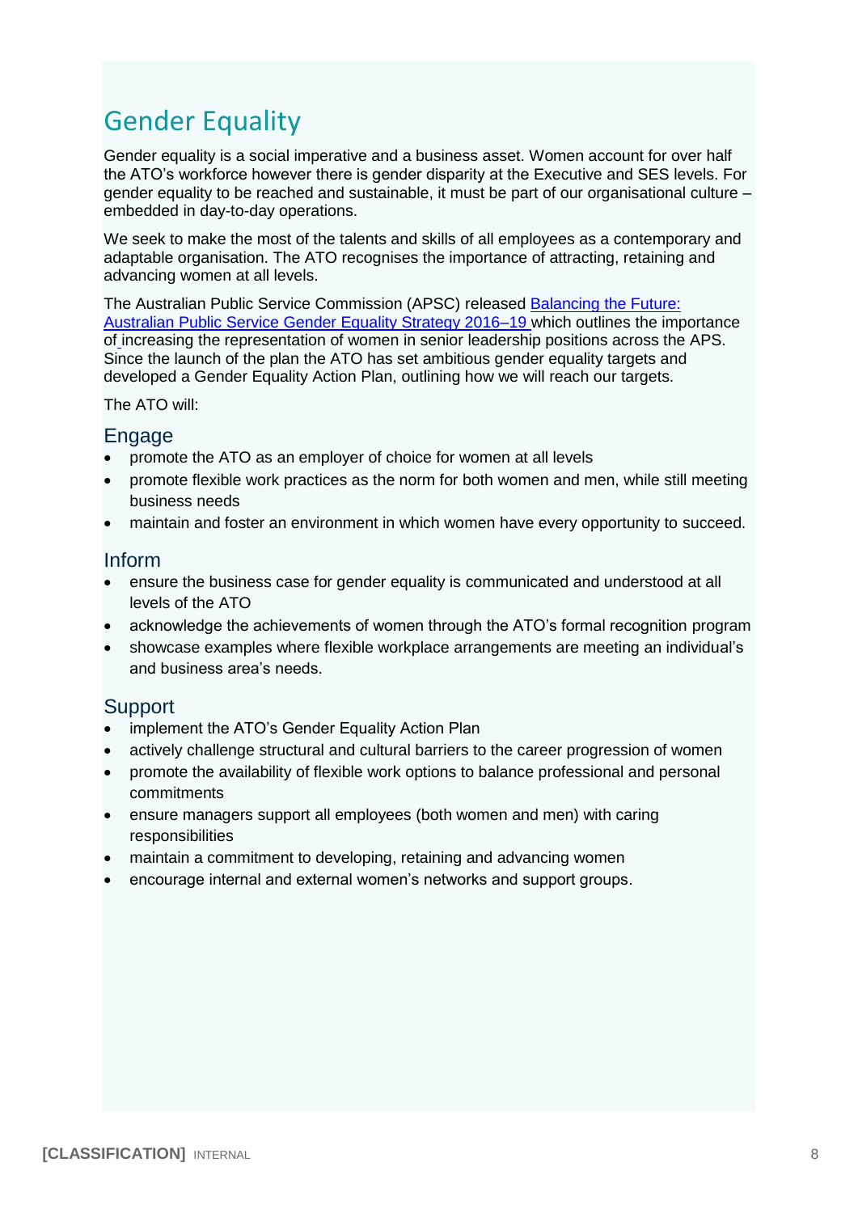# Gender Equality

Gender equality is a social imperative and a business asset. Women account for over half the ATO's workforce however there is gender disparity at the Executive and SES levels. For gender equality to be reached and sustainable, it must be part of our organisational culture – embedded in day-to-day operations.

We seek to make the most of the talents and skills of all employees as a contemporary and adaptable organisation. The ATO recognises the importance of attracting, retaining and advancing women at all levels.

The Australian Public Service Commission (APSC) released Balancing the Future: Australian Public Service Gender Equality Strategy 2016–19 which outlines the importance of increasing the representation of women in senior leadership positions across the APS. Since the launch of the plan the ATO has set ambitious gender equality targets and developed a Gender Equality Action Plan, outlining how we will reach our targets.

The ATO will:

## Engage

- promote the ATO as an employer of choice for women at all levels
- promote flexible work practices as the norm for both women and men, while still meeting business needs
- maintain and foster an environment in which women have every opportunity to succeed.

## Inform

- ensure the business case for gender equality is communicated and understood at all levels of the ATO
- acknowledge the achievements of women through the ATO's formal recognition program
- showcase examples where flexible workplace arrangements are meeting an individual's and business area's needs.

## Support

- implement the ATO's Gender Equality Action Plan
- actively challenge structural and cultural barriers to the career progression of women
- promote the availability of flexible work options to balance professional and personal commitments
- ensure managers support all employees (both women and men) with caring responsibilities
- maintain a commitment to developing, retaining and advancing women
- encourage internal and external women's networks and support groups.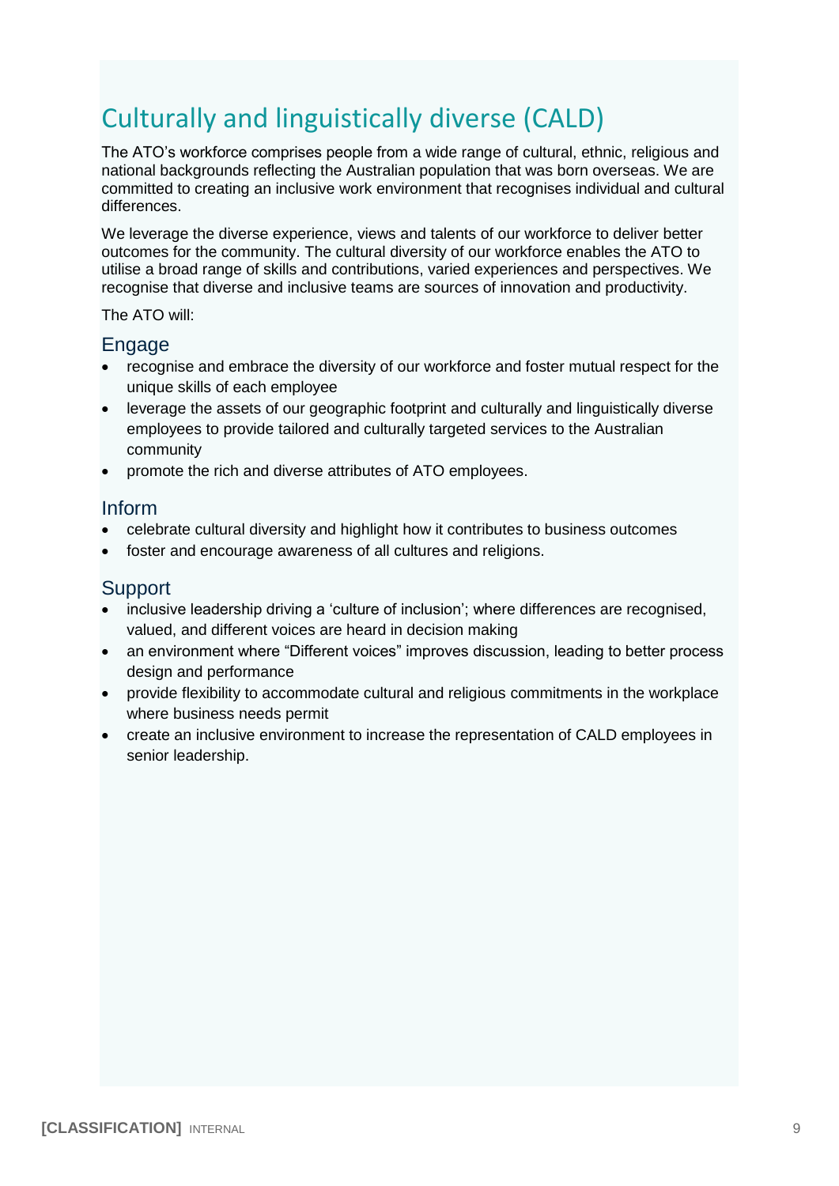# Culturally and linguistically diverse (CALD)

The ATO's workforce comprises people from a wide range of cultural, ethnic, religious and national backgrounds reflecting the Australian population that was born overseas. We are committed to creating an inclusive work environment that recognises individual and cultural differences.

We leverage the diverse experience, views and talents of our workforce to deliver better outcomes for the community. The cultural diversity of our workforce enables the ATO to utilise a broad range of skills and contributions, varied experiences and perspectives. We recognise that diverse and inclusive teams are sources of innovation and productivity.

The ATO will:

## Engage

- recognise and embrace the diversity of our workforce and foster mutual respect for the unique skills of each employee
- leverage the assets of our geographic footprint and culturally and linguistically diverse employees to provide tailored and culturally targeted services to the Australian community
- promote the rich and diverse attributes of ATO employees.

## Inform

- celebrate cultural diversity and highlight how it contributes to business outcomes
- foster and encourage awareness of all cultures and religions.

## Support

- inclusive leadership driving a 'culture of inclusion'; where differences are recognised, valued, and different voices are heard in decision making
- an environment where "Different voices" improves discussion, leading to better process design and performance
- provide flexibility to accommodate cultural and religious commitments in the workplace where business needs permit
- create an inclusive environment to increase the representation of CALD employees in senior leadership.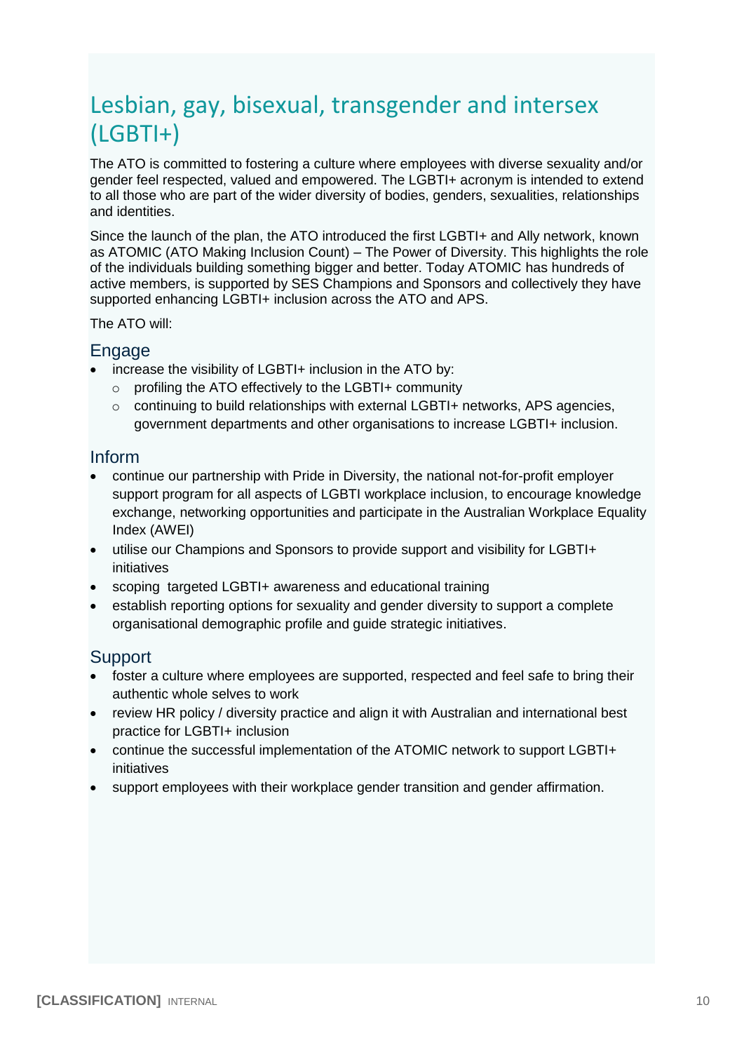## Lesbian, gay, bisexual, transgender and intersex (LGBTI+)

The ATO is committed to fostering a culture where employees with diverse sexuality and/or gender feel respected, valued and empowered. The LGBTI+ acronym is intended to extend to all those who are part of the wider diversity of bodies, genders, sexualities, relationships and identities.

Since the launch of the plan, the ATO introduced the first LGBTI+ and Ally network, known as ATOMIC (ATO Making Inclusion Count) – The Power of Diversity. This highlights the role of the individuals building something bigger and better. Today ATOMIC has hundreds of active members, is supported by SES Champions and Sponsors and collectively they have supported enhancing LGBTI+ inclusion across the ATO and APS.

The ATO will:

### Engage

- increase the visibility of LGBTI+ inclusion in the ATO by:
  - profiling the ATO effectively to the LGBTI+ community
  - continuing to build relationships with external LGBTI+ networks, APS agencies, government departments and other organisations to increase LGBTI+ inclusion.

### Inform

- continue our partnership with Pride in Diversity, the national not-for-profit employer support program for all aspects of LGBTI workplace inclusion, to encourage knowledge exchange, networking opportunities and participate in the Australian Workplace Equality Index (AWEI)
- utilise our Champions and Sponsors to provide support and visibility for LGBTI+ initiatives
- scoping targeted LGBTI+ awareness and educational training
- establish reporting options for sexuality and gender diversity to support a complete organisational demographic profile and guide strategic initiatives.

### Support

- foster a culture where employees are supported, respected and feel safe to bring their authentic whole selves to work
- review HR policy / diversity practice and align it with Australian and international best practice for LGBTI+ inclusion
- continue the successful implementation of the ATOMIC network to support LGBTI+ initiatives
- support employees with their workplace gender transition and gender affirmation.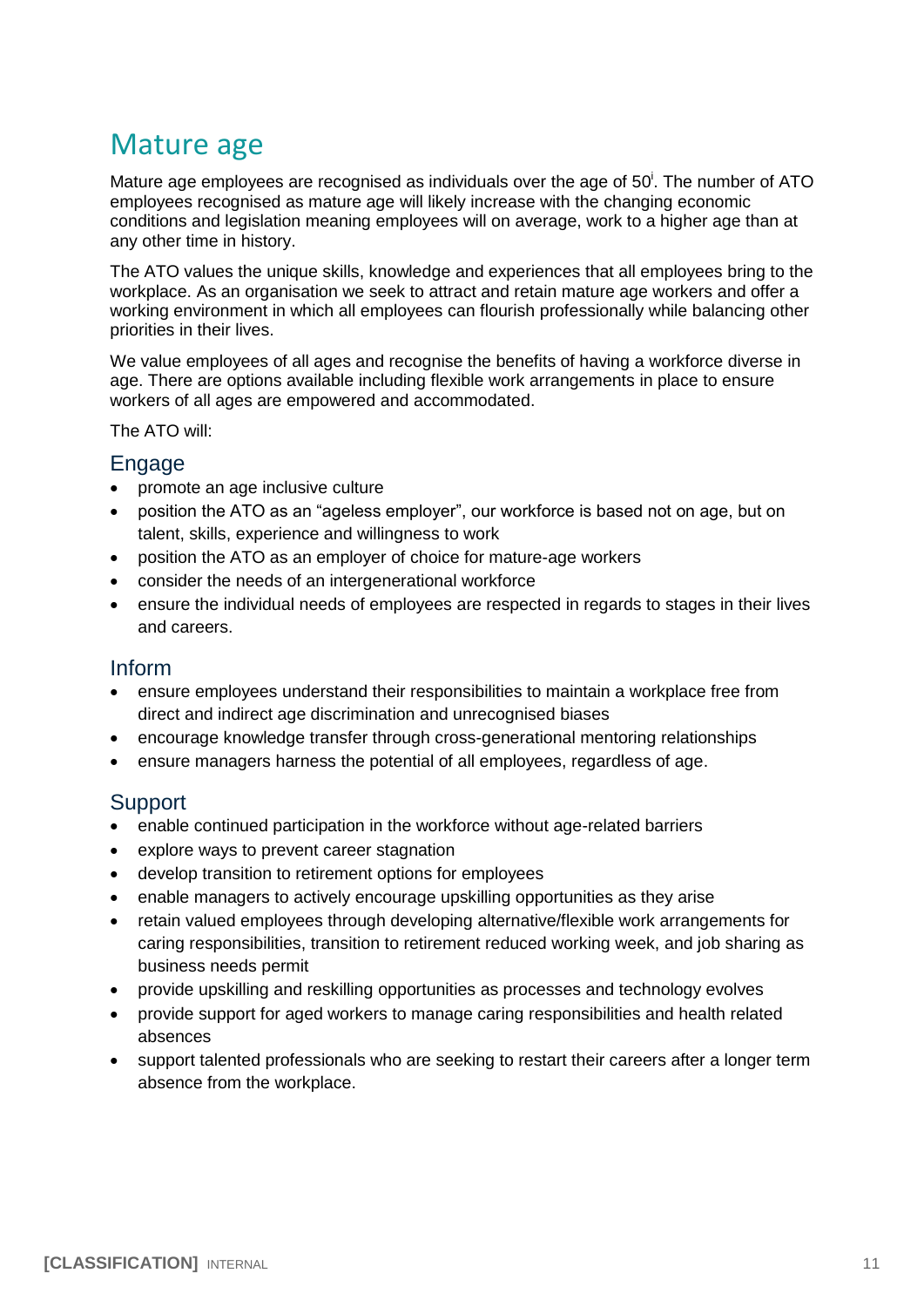# Mature age

Mature age employees are recognised as individuals over the age of 50[i]. The number of ATO employees recognised as mature age will likely increase with the changing economic conditions and legislation meaning employees will on average, work to a higher age than at any other time in history.

The ATO values the unique skills, knowledge and experiences that all employees bring to the workplace. As an organisation we seek to attract and retain mature age workers and offer a working environment in which all employees can flourish professionally while balancing other priorities in their lives.

We value employees of all ages and recognise the benefits of having a workforce diverse in age. There are options available including flexible work arrangements in place to ensure workers of all ages are empowered and accommodated.

The ATO will:

## Engage

- promote an age inclusive culture
- position the ATO as an "ageless employer", our workforce is based not on age, but on talent, skills, experience and willingness to work
- position the ATO as an employer of choice for mature-age workers
- consider the needs of an intergenerational workforce
- ensure the individual needs of employees are respected in regards to stages in their lives and careers.

## Inform

- ensure employees understand their responsibilities to maintain a workplace free from direct and indirect age discrimination and unrecognised biases
- encourage knowledge transfer through cross-generational mentoring relationships
- ensure managers harness the potential of all employees, regardless of age.

## Support

- enable continued participation in the workforce without age-related barriers
- explore ways to prevent career stagnation
- develop transition to retirement options for employees
- enable managers to actively encourage upskilling opportunities as they arise
- retain valued employees through developing alternative/flexible work arrangements for caring responsibilities, transition to retirement reduced working week, and job sharing as business needs permit
- provide upskilling and reskilling opportunities as processes and technology evolves
- provide support for aged workers to manage caring responsibilities and health related absences
- support talented professionals who are seeking to restart their careers after a longer term absence from the workplace.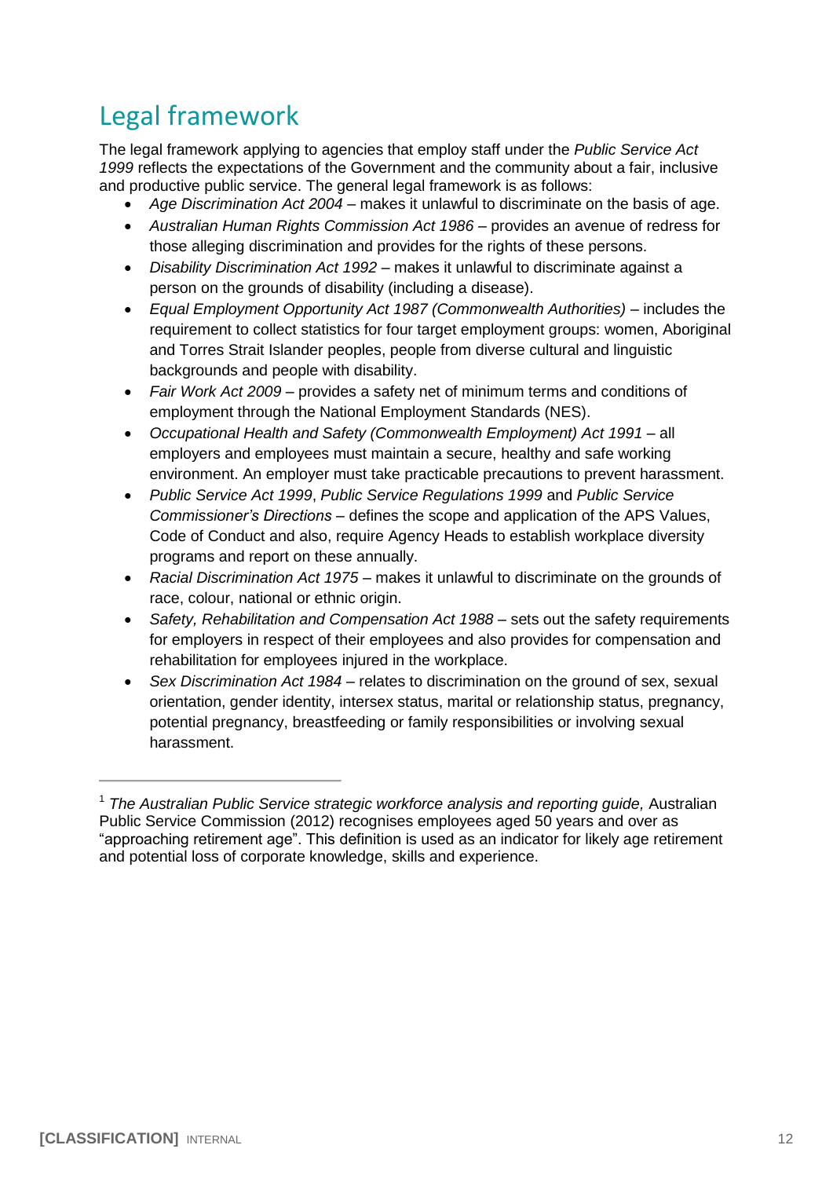## Legal framework

The legal framework applying to agencies that employ staff under the *Public Service Act 1999* reflects the expectations of the Government and the community about a fair, inclusive and productive public service. The general legal framework is as follows:

- *Age Discrimination Act 2004* – makes it unlawful to discriminate on the basis of age.
- *Australian Human Rights Commission Act 1986* – provides an avenue of redress for those alleging discrimination and provides for the rights of these persons.
- *Disability Discrimination Act 1992* – makes it unlawful to discriminate against a person on the grounds of disability (including a disease).
- *Equal Employment Opportunity Act 1987 (Commonwealth Authorities)* – includes the requirement to collect statistics for four target employment groups: women, Aboriginal and Torres Strait Islander peoples, people from diverse cultural and linguistic backgrounds and people with disability.
- *Fair Work Act 2009* – provides a safety net of minimum terms and conditions of employment through the National Employment Standards (NES).
- *Occupational Health and Safety (Commonwealth Employment) Act 1991* – all employers and employees must maintain a secure, healthy and safe working environment. An employer must take practicable precautions to prevent harassment.
- *Public Service Act 1999*, *Public Service Regulations 1999* and *Public Service Commissioner's Directions* – defines the scope and application of the APS Values, Code of Conduct and also, require Agency Heads to establish workplace diversity programs and report on these annually.
- *Racial Discrimination Act 1975* – makes it unlawful to discriminate on the grounds of race, colour, national or ethnic origin.
- *Safety, Rehabilitation and Compensation Act 1988* – sets out the safety requirements for employers in respect of their employees and also provides for compensation and rehabilitation for employees injured in the workplace.
- *Sex Discrimination Act 1984* – relates to discrimination on the ground of sex, sexual orientation, gender identity, intersex status, marital or relationship status, pregnancy, potential pregnancy, breastfeeding or family responsibilities or involving sexual harassment.

---

[1] *The Australian Public Service strategic workforce analysis and reporting guide,* Australian Public Service Commission (2012) recognises employees aged 50 years and over as "approaching retirement age". This definition is used as an indicator for likely age retirement and potential loss of corporate knowledge, skills and experience.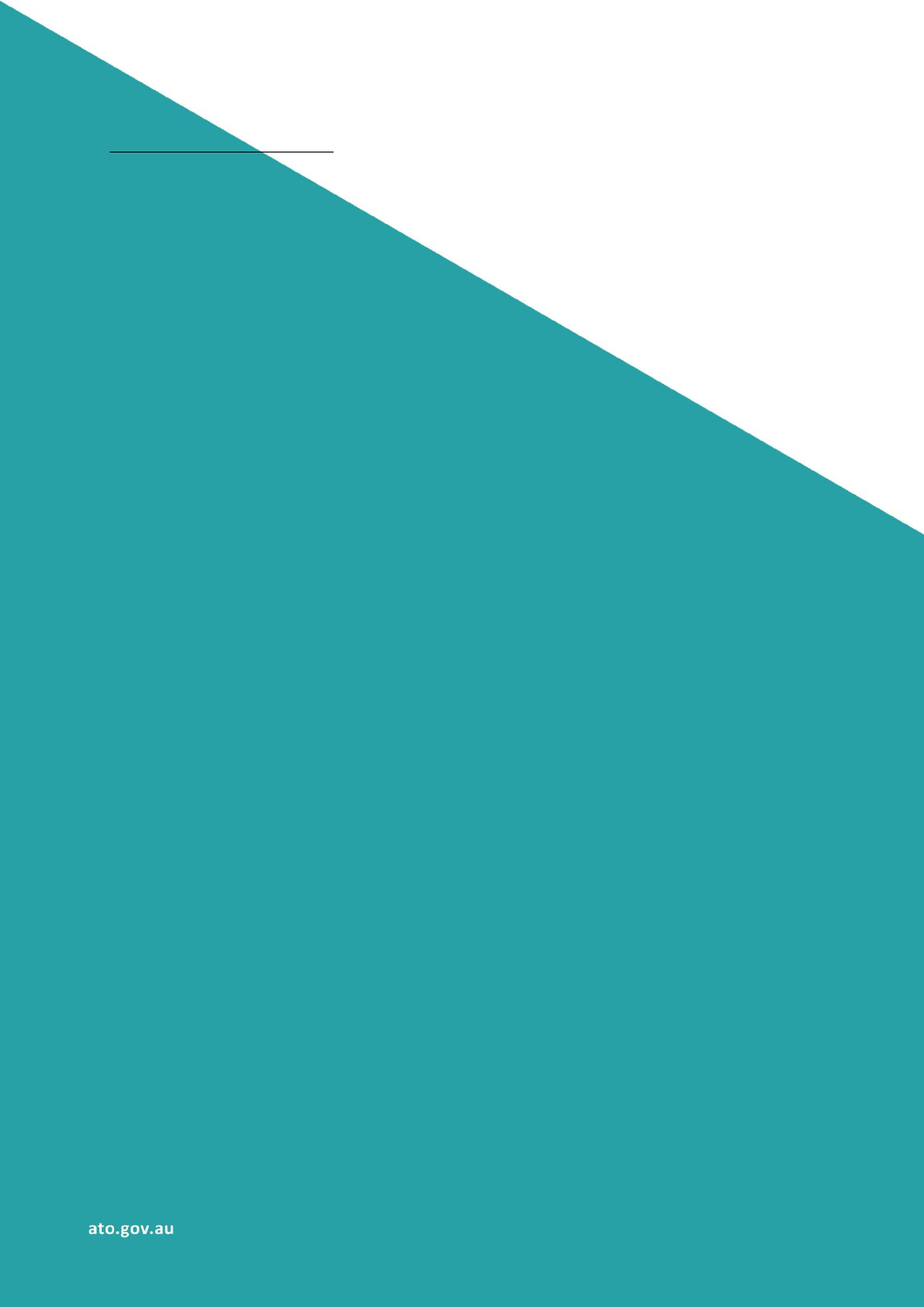ato.gov.au